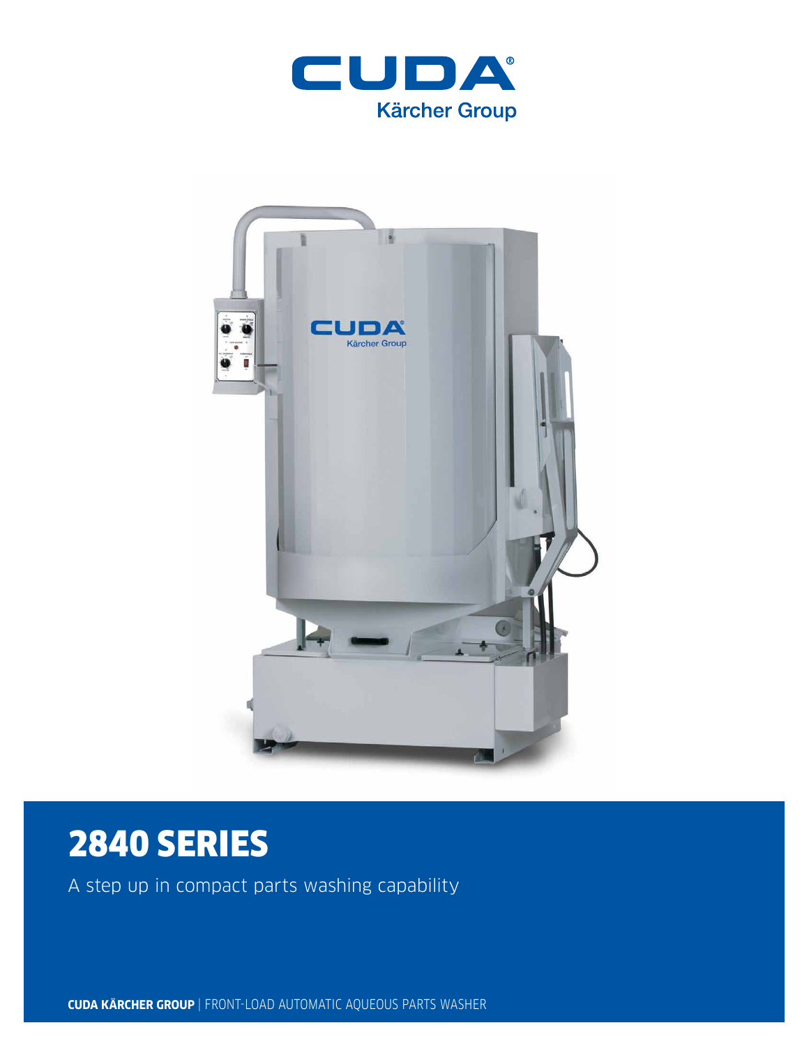# CUDA®

Kärcher Group

# 2840 SERIES

A step up in compact parts washing capability

**CUDA KÄRCHER GROUP** | FRONT-LOAD AUTOMATIC AQUEOUS PARTS WASHER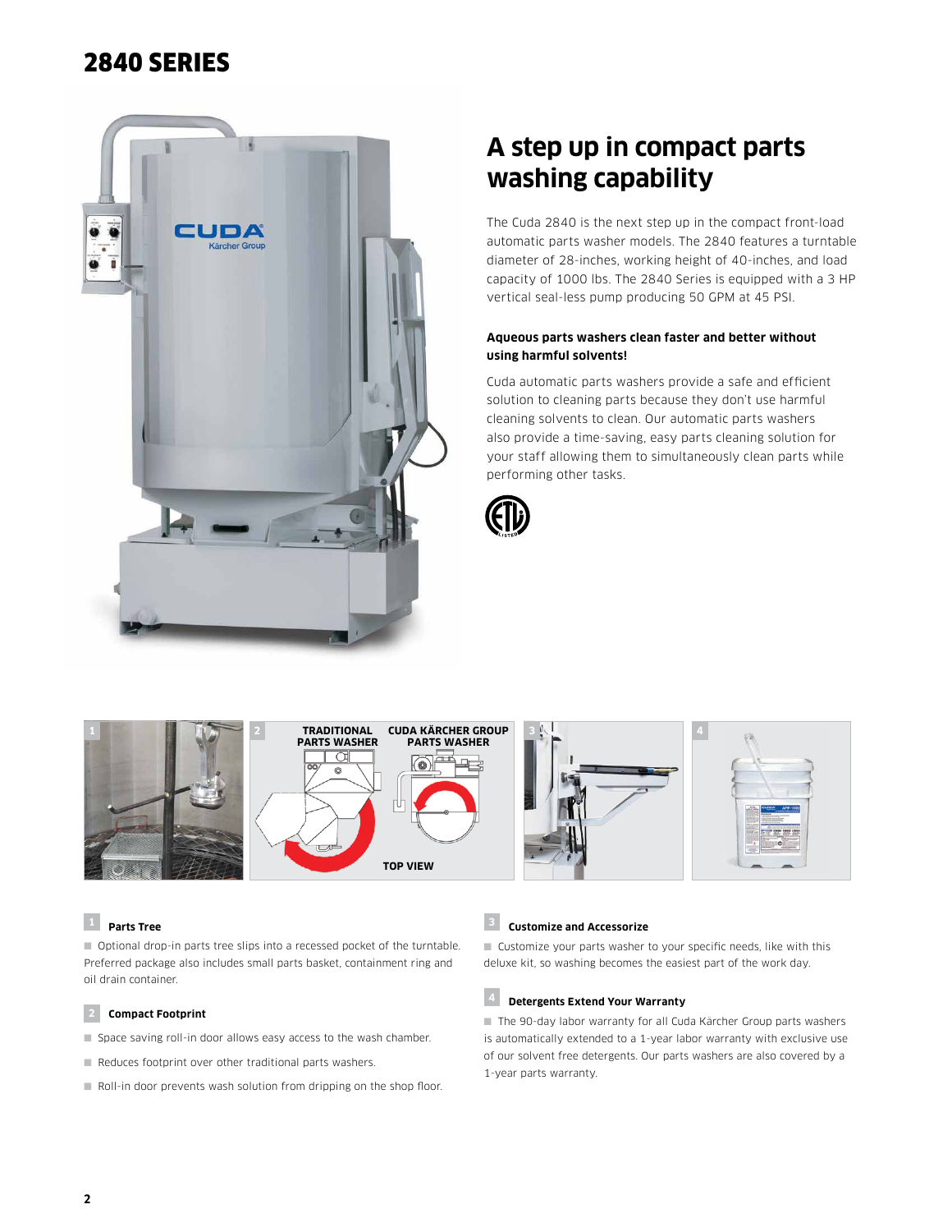# 2840 SERIES

## A step up in compact parts washing capability

The Cuda 2840 is the next step up in the compact front-load automatic parts washer models. The 2840 features a turntable diameter of 28-inches, working height of 40-inches, and load capacity of 1000 lbs. The 2840 Series is equipped with a 3 HP vertical seal-less pump producing 50 GPM at 45 PSI.

**Aqueous parts washers clean faster and better without using harmful solvents!**

Cuda automatic parts washers provide a safe and efficient solution to cleaning parts because they don't use harmful cleaning solvents to clean. Our automatic parts washers also provide a time-saving, easy parts cleaning solution for your staff allowing them to simultaneously clean parts while performing other tasks.

TRADITIONAL PARTS WASHER

CUDA KÄRCHER GROUP PARTS WASHER

TOP VIEW

### 1 Parts Tree

- Optional drop-in parts tree slips into a recessed pocket of the turntable. Preferred package also includes small parts basket, containment ring and oil drain container.

### 2 Compact Footprint

- Space saving roll-in door allows easy access to the wash chamber.
- Reduces footprint over other traditional parts washers.
- Roll-in door prevents wash solution from dripping on the shop floor.

### 3 Customize and Accessorize

- Customize your parts washer to your specific needs, like with this deluxe kit, so washing becomes the easiest part of the work day.

### 4 Detergents Extend Your Warranty

- The 90-day labor warranty for all Cuda Kärcher Group parts washers is automatically extended to a 1-year labor warranty with exclusive use of our solvent free detergents. Our parts washers are also covered by a 1-year parts warranty.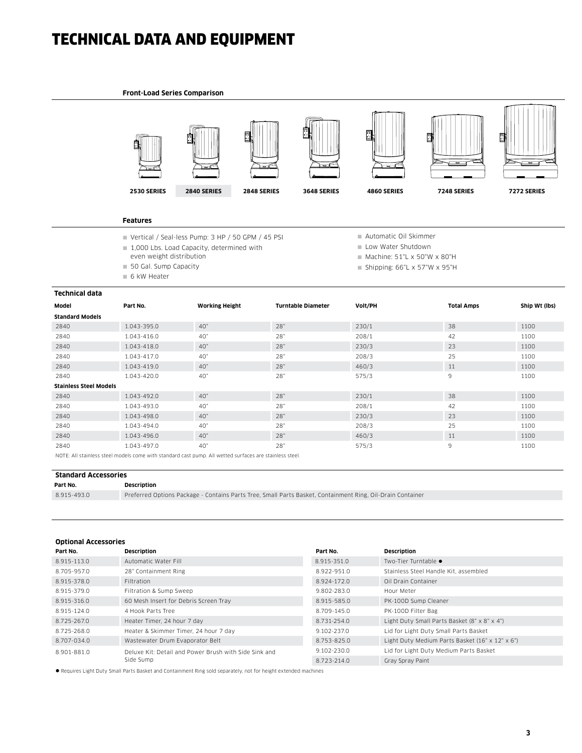# TECHNICAL DATA AND EQUIPMENT

**Front-Load Series Comparison**

2530 SERIES | **2840 SERIES** | 2848 SERIES | 3648 SERIES | 4860 SERIES | 7248 SERIES | 7272 SERIES

**Features**

- Vertical / Seal-less Pump: 3 HP / 50 GPM / 45 PSI
- 1,000 Lbs. Load Capacity, determined with even weight distribution
- 50 Gal. Sump Capacity
- 6 kW Heater
- Automatic Oil Skimmer
- Low Water Shutdown
- Machine: 51"L x 50"W x 80"H
- Shipping: 66"L x 57"W x 95"H

**Technical data**

| Model | Part No. | Working Height | Turntable Diameter | Volt/PH | Total Amps | Ship Wt (lbs) |
|---|---|---|---|---|---|---|
| **Standard Models** | | | | | | |
| 2840 | 1.043-395.0 | 40" | 28" | 230/1 | 38 | 1100 |
| 2840 | 1.043-416.0 | 40" | 28" | 208/1 | 42 | 1100 |
| 2840 | 1.043-418.0 | 40" | 28" | 230/3 | 23 | 1100 |
| 2840 | 1.043-417.0 | 40" | 28" | 208/3 | 25 | 1100 |
| 2840 | 1.043-419.0 | 40" | 28" | 460/3 | 11 | 1100 |
| 2840 | 1.043-420.0 | 40" | 28" | 575/3 | 9 | 1100 |
| **Stainless Steel Models** | | | | | | |
| 2840 | 1.043-492.0 | 40" | 28" | 230/1 | 38 | 1100 |
| 2840 | 1.043-493.0 | 40" | 28" | 208/1 | 42 | 1100 |
| 2840 | 1.043-498.0 | 40" | 28" | 230/3 | 23 | 1100 |
| 2840 | 1.043-494.0 | 40" | 28" | 208/3 | 25 | 1100 |
| 2840 | 1.043-496.0 | 40" | 28" | 460/3 | 11 | 1100 |
| 2840 | 1.043-497.0 | 40" | 28" | 575/3 | 9 | 1100 |

NOTE: All stainless steel models come with standard cast pump. All wetted surfaces are stainless steel.

**Standard Accessories**

| Part No. | Description |
|---|---|
| 8.915-493.0 | Preferred Options Package - Contains Parts Tree, Small Parts Basket, Containment Ring, Oil-Drain Container |

**Optional Accessories**

| Part No. | Description | Part No. | Description |
|---|---|---|---|
| 8.915-113.0 | Automatic Water Fill | 8.915-351.0 | Two-Tier Turntable ● |
| 8.705-957.0 | 28" Containment Ring | 8.922-951.0 | Stainless Steel Handle Kit, assembled |
| 8.915-378.0 | Filtration | 8.924-172.0 | Oil Drain Container |
| 8.915-379.0 | Filtration & Sump Sweep | 9.802-283.0 | Hour Meter |
| 8.915-316.0 | 60 Mesh Insert for Debris Screen Tray | 8.915-585.0 | PK-100D Sump Cleaner |
| 8.915-124.0 | 4 Hook Parts Tree | 8.709-145.0 | PK-100D Filter Bag |
| 8.725-267.0 | Heater Timer, 24 hour 7 day | 8.731-254.0 | Light Duty Small Parts Basket (8" x 8" x 4") |
| 8.725-268.0 | Heater & Skimmer Timer, 24 hour 7 day | 9.102-237.0 | Lid for Light Duty Small Parts Basket |
| 8.707-034.0 | Wastewater Drum Evaporator Belt | 8.753-825.0 | Light Duty Medium Parts Basket (16" x 12" x 6") |
| 8.901-881.0 | Deluxe Kit: Detail and Power Brush with Side Sink and Side Sump | 9.102-230.0 | Lid for Light Duty Medium Parts Basket |
| | | 8.723-214.0 | Gray Spray Paint |

● Requires Light Duty Small Parts Basket and Containment Ring sold separately, not for height extended machines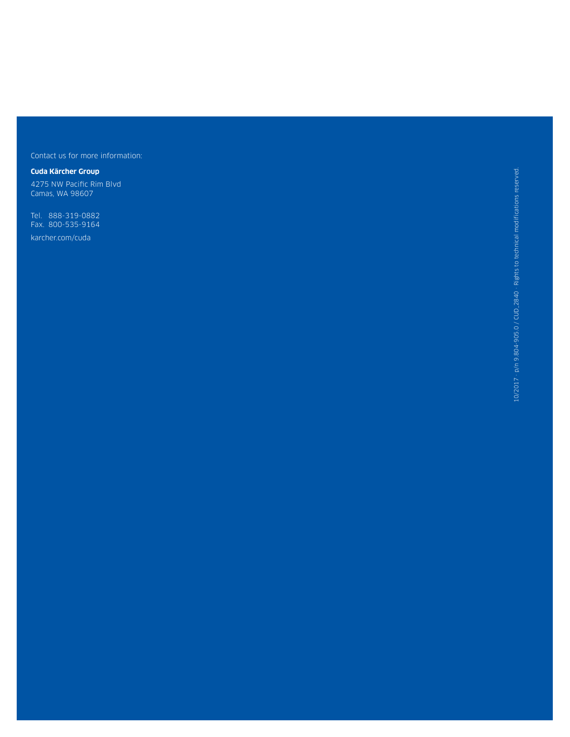Contact us for more information:

**Cuda Kärcher Group**

4275 NW Pacific Rim Blvd
Camas, WA 98607

Tel. 888-319-0882
Fax. 800-535-9164

karcher.com/cuda

10/2017 · p/n 9.804-905.0 / CUD_2840 · Rights to technical modifications reserved.